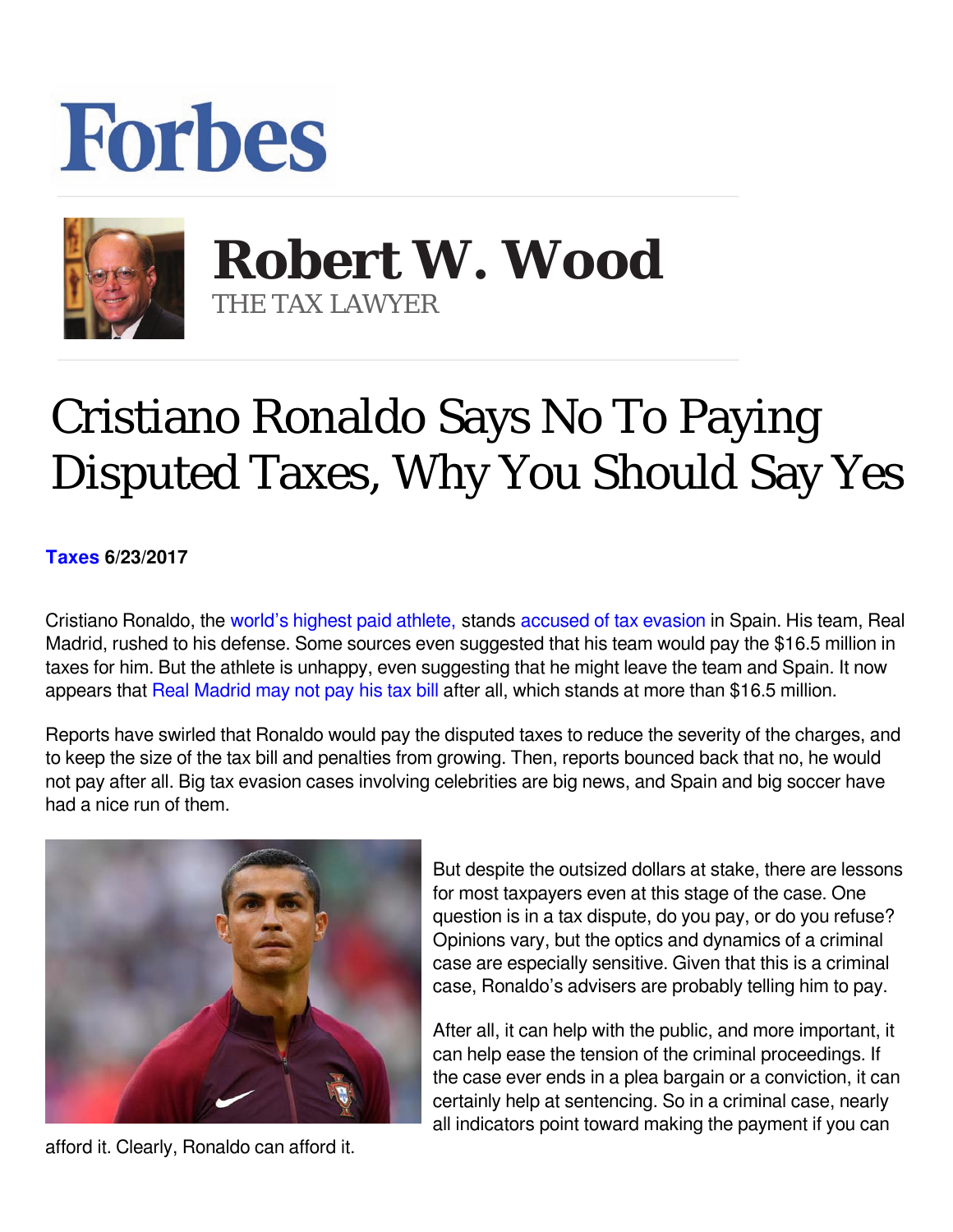Forbes

**Robert W. Wood**
THE TAX LAWYER

# Cristiano Ronaldo Says No To Paying Disputed Taxes, Why You Should Say Yes

**Taxes 6/23/2017**

Cristiano Ronaldo, the world's highest paid athlete, stands accused of tax evasion in Spain. His team, Real Madrid, rushed to his defense. Some sources even suggested that his team would pay the $16.5 million in taxes for him. But the athlete is unhappy, even suggesting that he might leave the team and Spain. It now appears that Real Madrid may not pay his tax bill after all, which stands at more than $16.5 million.

Reports have swirled that Ronaldo would pay the disputed taxes to reduce the severity of the charges, and to keep the size of the tax bill and penalties from growing. Then, reports bounced back that no, he would not pay after all. Big tax evasion cases involving celebrities are big news, and Spain and big soccer have had a nice run of them.

But despite the outsized dollars at stake, there are lessons for most taxpayers even at this stage of the case. One question is in a tax dispute, do you pay, or do you refuse? Opinions vary, but the optics and dynamics of a criminal case are especially sensitive. Given that this is a criminal case, Ronaldo's advisers are probably telling him to pay.

After all, it can help with the public, and more important, it can help ease the tension of the criminal proceedings. If the case ever ends in a plea bargain or a conviction, it can certainly help at sentencing. So in a criminal case, nearly all indicators point toward making the payment if you can afford it. Clearly, Ronaldo can afford it.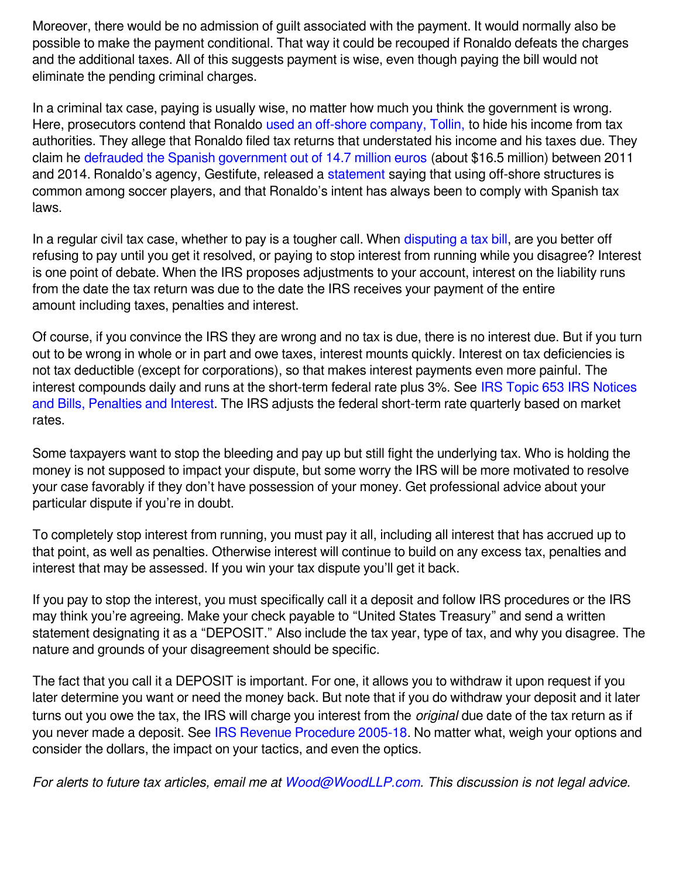Moreover, there would be no admission of guilt associated with the payment. It would normally also be possible to make the payment conditional. That way it could be recouped if Ronaldo defeats the charges and the additional taxes. All of this suggests payment is wise, even though paying the bill would not eliminate the pending criminal charges.

In a criminal tax case, paying is usually wise, no matter how much you think the government is wrong. Here, prosecutors contend that Ronaldo used an off-shore company, Tollin, to hide his income from tax authorities. They allege that Ronaldo filed tax returns that understated his income and his taxes due. They claim he defrauded the Spanish government out of 14.7 million euros (about $16.5 million) between 2011 and 2014. Ronaldo's agency, Gestifute, released a statement saying that using off-shore structures is common among soccer players, and that Ronaldo's intent has always been to comply with Spanish tax laws.

In a regular civil tax case, whether to pay is a tougher call. When disputing a tax bill, are you better off refusing to pay until you get it resolved, or paying to stop interest from running while you disagree? Interest is one point of debate. When the IRS proposes adjustments to your account, interest on the liability runs from the date the tax return was due to the date the IRS receives your payment of the entire amount including taxes, penalties and interest.

Of course, if you convince the IRS they are wrong and no tax is due, there is no interest due. But if you turn out to be wrong in whole or in part and owe taxes, interest mounts quickly. Interest on tax deficiencies is not tax deductible (except for corporations), so that makes interest payments even more painful. The interest compounds daily and runs at the short-term federal rate plus 3%. See IRS Topic 653 IRS Notices and Bills, Penalties and Interest. The IRS adjusts the federal short-term rate quarterly based on market rates.

Some taxpayers want to stop the bleeding and pay up but still fight the underlying tax. Who is holding the money is not supposed to impact your dispute, but some worry the IRS will be more motivated to resolve your case favorably if they don't have possession of your money. Get professional advice about your particular dispute if you're in doubt.

To completely stop interest from running, you must pay it all, including all interest that has accrued up to that point, as well as penalties. Otherwise interest will continue to build on any excess tax, penalties and interest that may be assessed. If you win your tax dispute you'll get it back.

If you pay to stop the interest, you must specifically call it a deposit and follow IRS procedures or the IRS may think you're agreeing. Make your check payable to "United States Treasury" and send a written statement designating it as a "DEPOSIT." Also include the tax year, type of tax, and why you disagree. The nature and grounds of your disagreement should be specific.

The fact that you call it a DEPOSIT is important. For one, it allows you to withdraw it upon request if you later determine you want or need the money back. But note that if you do withdraw your deposit and it later turns out you owe the tax, the IRS will charge you interest from the *original* due date of the tax return as if you never made a deposit. See IRS Revenue Procedure 2005-18. No matter what, weigh your options and consider the dollars, the impact on your tactics, and even the optics.

*For alerts to future tax articles, email me at Wood@WoodLLP.com. This discussion is not legal advice.*